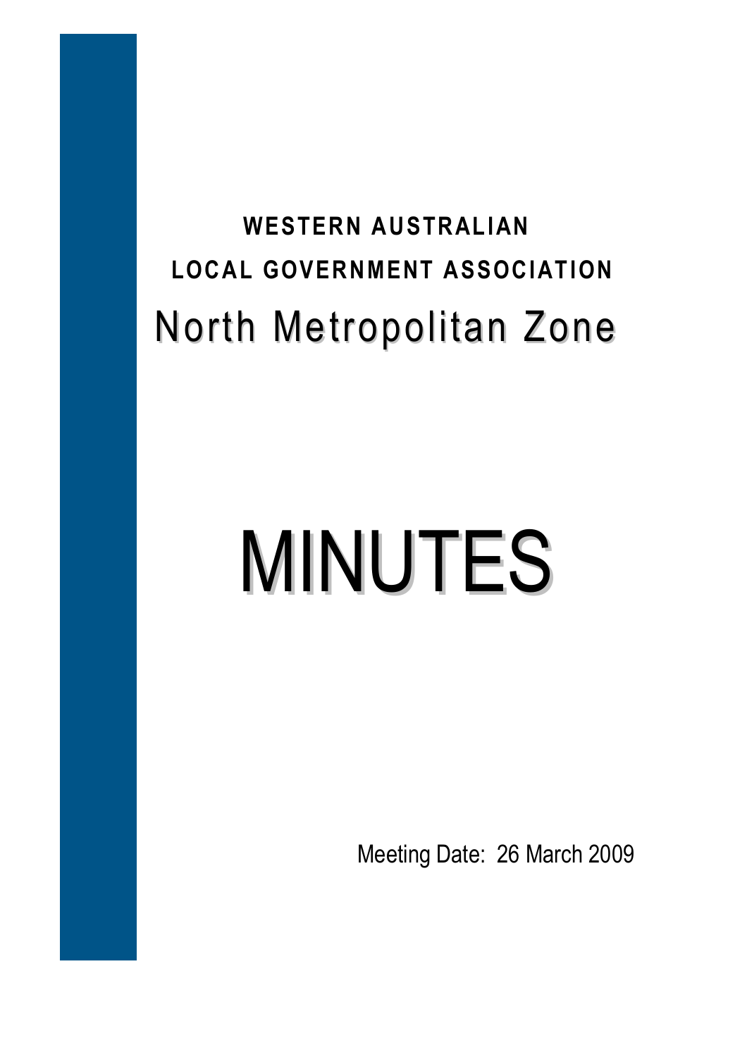**WESTERN AUSTRALIAN**

**LOCAL GOVERNMENT ASSOCIATION**

## North Metropolitan Zone

# MINUTES

Meeting Date: 26 March 2009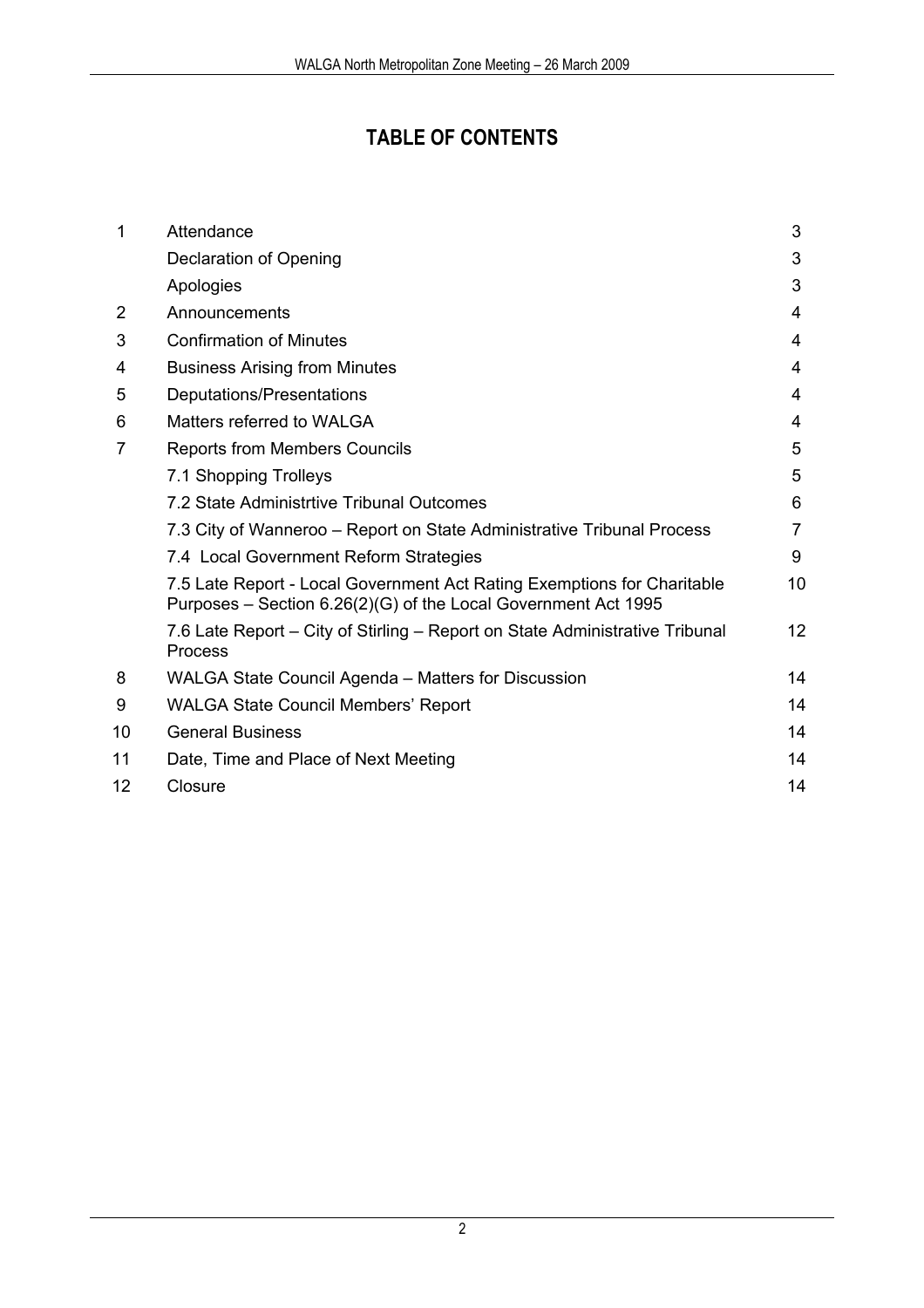# TABLE OF CONTENTS

| | | |
|---|---|---|
| 1 | Attendance | 3 |
| | Declaration of Opening | 3 |
| | Apologies | 3 |
| 2 | Announcements | 4 |
| 3 | Confirmation of Minutes | 4 |
| 4 | Business Arising from Minutes | 4 |
| 5 | Deputations/Presentations | 4 |
| 6 | Matters referred to WALGA | 4 |
| 7 | Reports from Members Councils | 5 |
| | 7.1 Shopping Trolleys | 5 |
| | 7.2 State Administrtive Tribunal Outcomes | 6 |
| | 7.3 City of Wanneroo – Report on State Administrative Tribunal Process | 7 |
| | 7.4 Local Government Reform Strategies | 9 |
| | 7.5 Late Report - Local Government Act Rating Exemptions for Charitable Purposes – Section 6.26(2)(G) of the Local Government Act 1995 | 10 |
| | 7.6 Late Report – City of Stirling – Report on State Administrative Tribunal Process | 12 |
| 8 | WALGA State Council Agenda – Matters for Discussion | 14 |
| 9 | WALGA State Council Members' Report | 14 |
| 10 | General Business | 14 |
| 11 | Date, Time and Place of Next Meeting | 14 |
| 12 | Closure | 14 |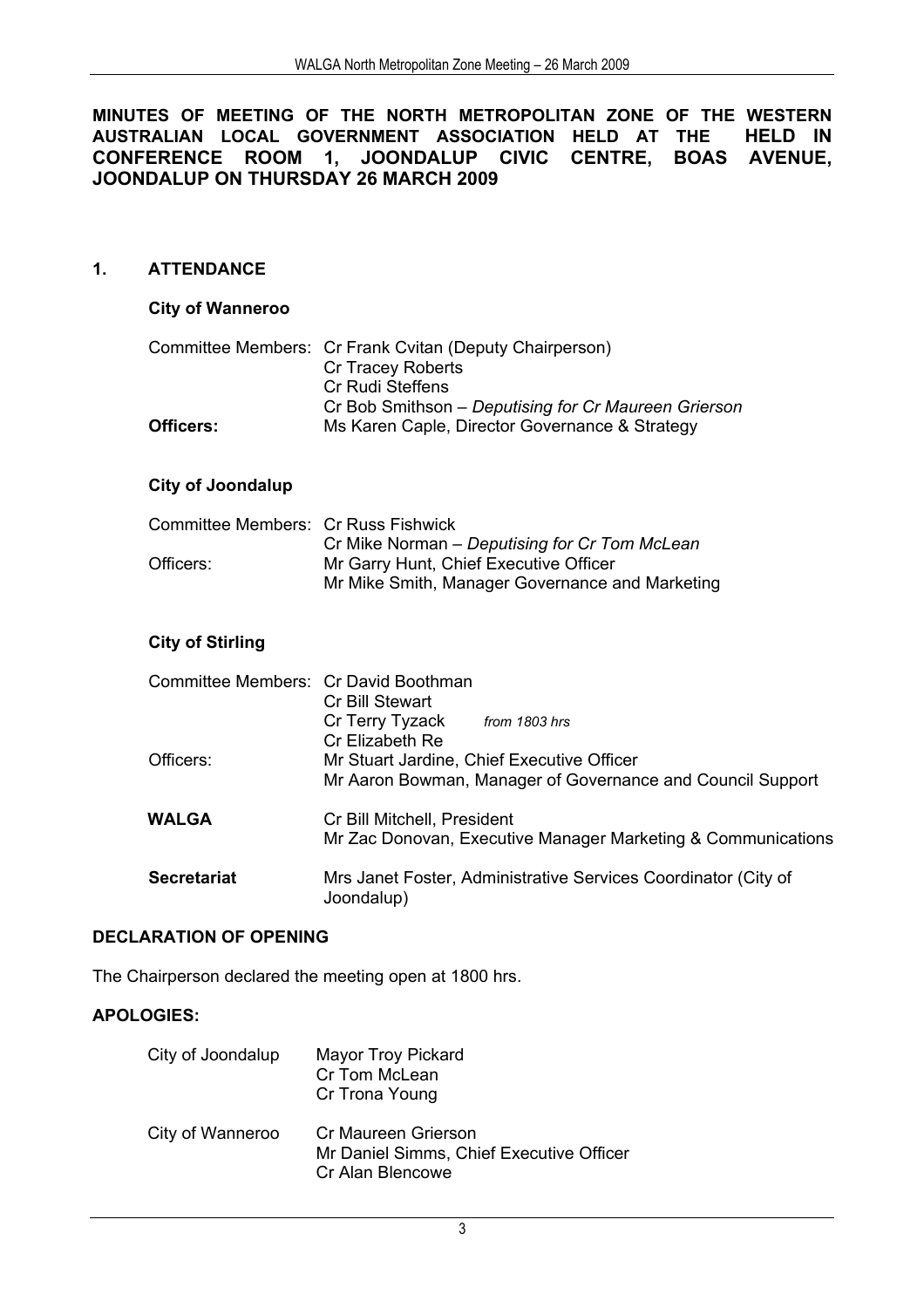**MINUTES OF MEETING OF THE NORTH METROPOLITAN ZONE OF THE WESTERN AUSTRALIAN LOCAL GOVERNMENT ASSOCIATION HELD AT THE HELD IN CONFERENCE ROOM 1, JOONDALUP CIVIC CENTRE, BOAS AVENUE, JOONDALUP ON THURSDAY 26 MARCH 2009**

## 1. ATTENDANCE

**City of Wanneroo**

| | |
|---|---|
| Committee Members: | Cr Frank Cvitan (Deputy Chairperson) |
| | Cr Tracey Roberts |
| | Cr Rudi Steffens |
| | Cr Bob Smithson – *Deputising for Cr Maureen Grierson* |
| **Officers:** | Ms Karen Caple, Director Governance & Strategy |

**City of Joondalup**

| | |
|---|---|
| Committee Members: | Cr Russ Fishwick |
| | Cr Mike Norman – *Deputising for Cr Tom McLean* |
| Officers: | Mr Garry Hunt, Chief Executive Officer |
| | Mr Mike Smith, Manager Governance and Marketing |

**City of Stirling**

| | |
|---|---|
| Committee Members: | Cr David Boothman |
| | Cr Bill Stewart |
| | Cr Terry Tyzack *from 1803 hrs* |
| | Cr Elizabeth Re |
| Officers: | Mr Stuart Jardine, Chief Executive Officer |
| | Mr Aaron Bowman, Manager of Governance and Council Support |
| **WALGA** | Cr Bill Mitchell, President |
| | Mr Zac Donovan, Executive Manager Marketing & Communications |
| **Secretariat** | Mrs Janet Foster, Administrative Services Coordinator (City of Joondalup) |

**DECLARATION OF OPENING**

The Chairperson declared the meeting open at 1800 hrs.

**APOLOGIES:**

| | |
|---|---|
| City of Joondalup | Mayor Troy Pickard |
| | Cr Tom McLean |
| | Cr Trona Young |
| City of Wanneroo | Cr Maureen Grierson |
| | Mr Daniel Simms, Chief Executive Officer |
| | Cr Alan Blencowe |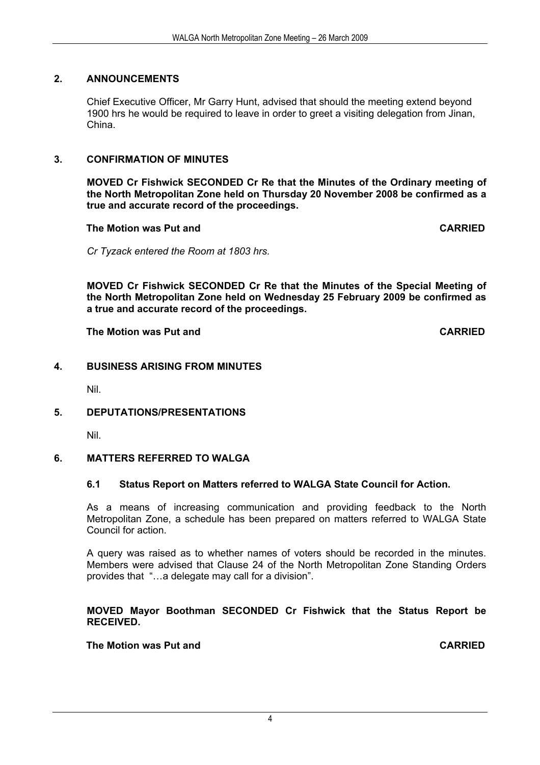## 2. ANNOUNCEMENTS

Chief Executive Officer, Mr Garry Hunt, advised that should the meeting extend beyond 1900 hrs he would be required to leave in order to greet a visiting delegation from Jinan, China.

## 3. CONFIRMATION OF MINUTES

**MOVED Cr Fishwick SECONDED Cr Re that the Minutes of the Ordinary meeting of the North Metropolitan Zone held on Thursday 20 November 2008 be confirmed as a true and accurate record of the proceedings.**

**The Motion was Put and CARRIED**

*Cr Tyzack entered the Room at 1803 hrs.*

**MOVED Cr Fishwick SECONDED Cr Re that the Minutes of the Special Meeting of the North Metropolitan Zone held on Wednesday 25 February 2009 be confirmed as a true and accurate record of the proceedings.**

**The Motion was Put and CARRIED**

## 4. BUSINESS ARISING FROM MINUTES

Nil.

## 5. DEPUTATIONS/PRESENTATIONS

Nil.

## 6. MATTERS REFERRED TO WALGA

### 6.1 Status Report on Matters referred to WALGA State Council for Action.

As a means of increasing communication and providing feedback to the North Metropolitan Zone, a schedule has been prepared on matters referred to WALGA State Council for action.

A query was raised as to whether names of voters should be recorded in the minutes. Members were advised that Clause 24 of the North Metropolitan Zone Standing Orders provides that "…a delegate may call for a division".

**MOVED Mayor Boothman SECONDED Cr Fishwick that the Status Report be RECEIVED.**

**The Motion was Put and CARRIED**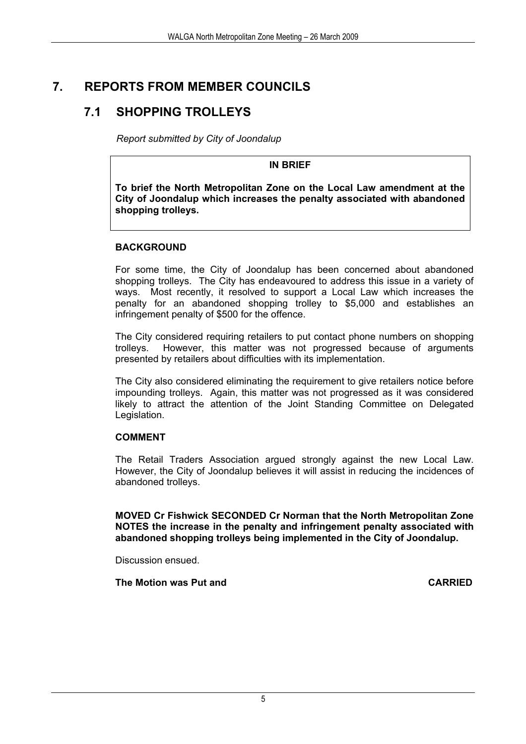# 7. REPORTS FROM MEMBER COUNCILS

## 7.1 SHOPPING TROLLEYS

*Report submitted by City of Joondalup*

**IN BRIEF**

**To brief the North Metropolitan Zone on the Local Law amendment at the City of Joondalup which increases the penalty associated with abandoned shopping trolleys.**

**BACKGROUND**

For some time, the City of Joondalup has been concerned about abandoned shopping trolleys. The City has endeavoured to address this issue in a variety of ways. Most recently, it resolved to support a Local Law which increases the penalty for an abandoned shopping trolley to $5,000 and establishes an infringement penalty of $500 for the offence.

The City considered requiring retailers to put contact phone numbers on shopping trolleys. However, this matter was not progressed because of arguments presented by retailers about difficulties with its implementation.

The City also considered eliminating the requirement to give retailers notice before impounding trolleys. Again, this matter was not progressed as it was considered likely to attract the attention of the Joint Standing Committee on Delegated Legislation.

**COMMENT**

The Retail Traders Association argued strongly against the new Local Law. However, the City of Joondalup believes it will assist in reducing the incidences of abandoned trolleys.

**MOVED Cr Fishwick SECONDED Cr Norman that the North Metropolitan Zone NOTES the increase in the penalty and infringement penalty associated with abandoned shopping trolleys being implemented in the City of Joondalup.**

Discussion ensued.

**The Motion was Put and CARRIED**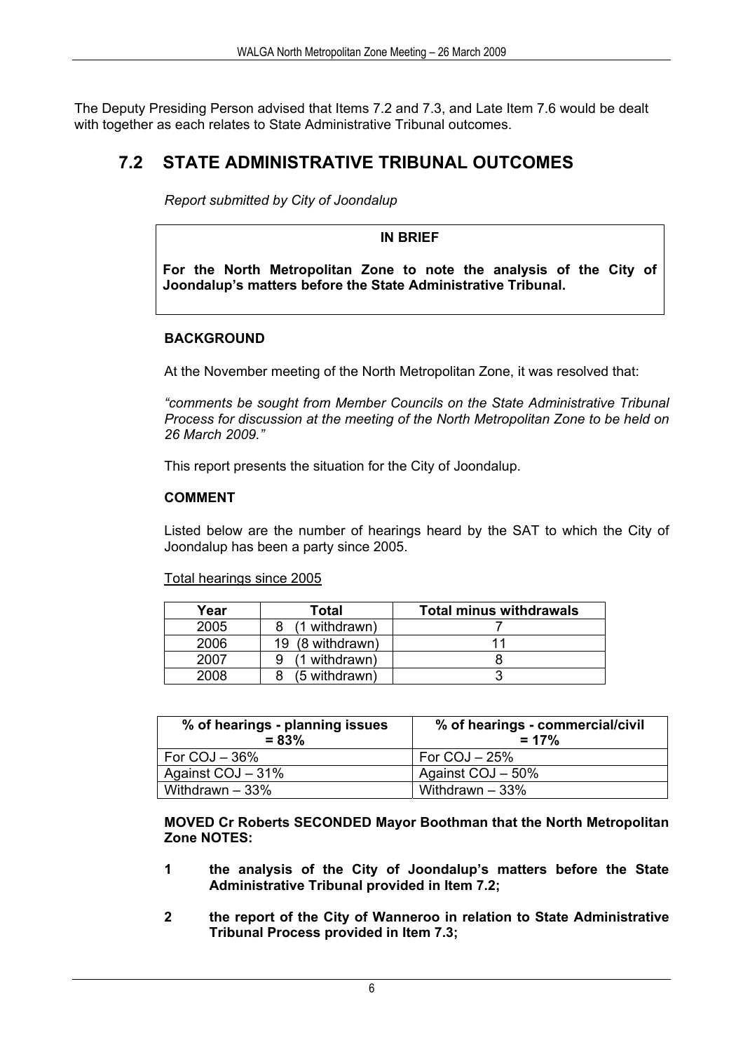The Deputy Presiding Person advised that Items 7.2 and 7.3, and Late Item 7.6 would be dealt with together as each relates to State Administrative Tribunal outcomes.

## 7.2 STATE ADMINISTRATIVE TRIBUNAL OUTCOMES

*Report submitted by City of Joondalup*

**IN BRIEF**

**For the North Metropolitan Zone to note the analysis of the City of Joondalup's matters before the State Administrative Tribunal.**

### BACKGROUND

At the November meeting of the North Metropolitan Zone, it was resolved that:

*"comments be sought from Member Councils on the State Administrative Tribunal Process for discussion at the meeting of the North Metropolitan Zone to be held on 26 March 2009."*

This report presents the situation for the City of Joondalup.

### COMMENT

Listed below are the number of hearings heard by the SAT to which the City of Joondalup has been a party since 2005.

Total hearings since 2005

| Year | Total | Total minus withdrawals |
|---|---|---|
| 2005 | 8 (1 withdrawn) | 7 |
| 2006 | 19 (8 withdrawn) | 11 |
| 2007 | 9 (1 withdrawn) | 8 |
| 2008 | 8 (5 withdrawn) | 3 |

| % of hearings - planning issues = 83% | % of hearings - commercial/civil = 17% |
|---|---|
| For COJ – 36% | For COJ – 25% |
| Against COJ – 31% | Against COJ – 50% |
| Withdrawn – 33% | Withdrawn – 33% |

**MOVED Cr Roberts SECONDED Mayor Boothman that the North Metropolitan Zone NOTES:**

1. **the analysis of the City of Joondalup's matters before the State Administrative Tribunal provided in Item 7.2;**

2. **the report of the City of Wanneroo in relation to State Administrative Tribunal Process provided in Item 7.3;**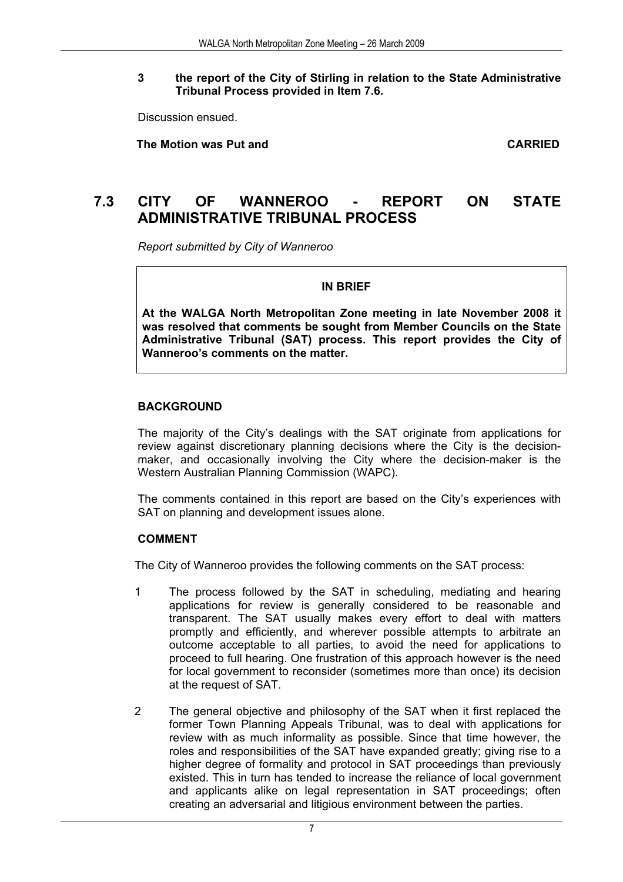**3 the report of the City of Stirling in relation to the State Administrative Tribunal Process provided in Item 7.6.**

Discussion ensued.

**The Motion was Put and CARRIED**

## 7.3 CITY OF WANNEROO - REPORT ON STATE ADMINISTRATIVE TRIBUNAL PROCESS

*Report submitted by City of Wanneroo*

**IN BRIEF**

**At the WALGA North Metropolitan Zone meeting in late November 2008 it was resolved that comments be sought from Member Councils on the State Administrative Tribunal (SAT) process. This report provides the City of Wanneroo's comments on the matter.**

### BACKGROUND

The majority of the City's dealings with the SAT originate from applications for review against discretionary planning decisions where the City is the decision-maker, and occasionally involving the City where the decision-maker is the Western Australian Planning Commission (WAPC).

The comments contained in this report are based on the City's experiences with SAT on planning and development issues alone.

### COMMENT

The City of Wanneroo provides the following comments on the SAT process:

1. The process followed by the SAT in scheduling, mediating and hearing applications for review is generally considered to be reasonable and transparent. The SAT usually makes every effort to deal with matters promptly and efficiently, and wherever possible attempts to arbitrate an outcome acceptable to all parties, to avoid the need for applications to proceed to full hearing. One frustration of this approach however is the need for local government to reconsider (sometimes more than once) its decision at the request of SAT.

2. The general objective and philosophy of the SAT when it first replaced the former Town Planning Appeals Tribunal, was to deal with applications for review with as much informality as possible. Since that time however, the roles and responsibilities of the SAT have expanded greatly; giving rise to a higher degree of formality and protocol in SAT proceedings than previously existed. This in turn has tended to increase the reliance of local government and applicants alike on legal representation in SAT proceedings; often creating an adversarial and litigious environment between the parties.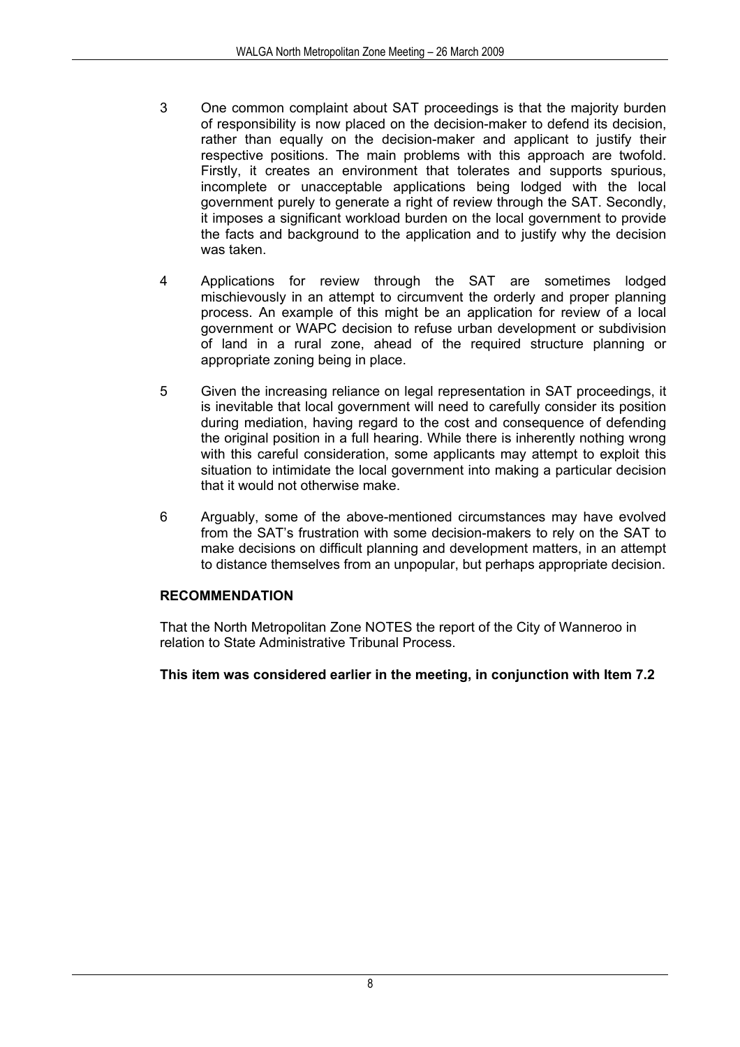3. One common complaint about SAT proceedings is that the majority burden of responsibility is now placed on the decision-maker to defend its decision, rather than equally on the decision-maker and applicant to justify their respective positions. The main problems with this approach are twofold. Firstly, it creates an environment that tolerates and supports spurious, incomplete or unacceptable applications being lodged with the local government purely to generate a right of review through the SAT. Secondly, it imposes a significant workload burden on the local government to provide the facts and background to the application and to justify why the decision was taken.

4. Applications for review through the SAT are sometimes lodged mischievously in an attempt to circumvent the orderly and proper planning process. An example of this might be an application for review of a local government or WAPC decision to refuse urban development or subdivision of land in a rural zone, ahead of the required structure planning or appropriate zoning being in place.

5. Given the increasing reliance on legal representation in SAT proceedings, it is inevitable that local government will need to carefully consider its position during mediation, having regard to the cost and consequence of defending the original position in a full hearing. While there is inherently nothing wrong with this careful consideration, some applicants may attempt to exploit this situation to intimidate the local government into making a particular decision that it would not otherwise make.

6. Arguably, some of the above-mentioned circumstances may have evolved from the SAT's frustration with some decision-makers to rely on the SAT to make decisions on difficult planning and development matters, in an attempt to distance themselves from an unpopular, but perhaps appropriate decision.

**RECOMMENDATION**

That the North Metropolitan Zone NOTES the report of the City of Wanneroo in relation to State Administrative Tribunal Process.

**This item was considered earlier in the meeting, in conjunction with Item 7.2**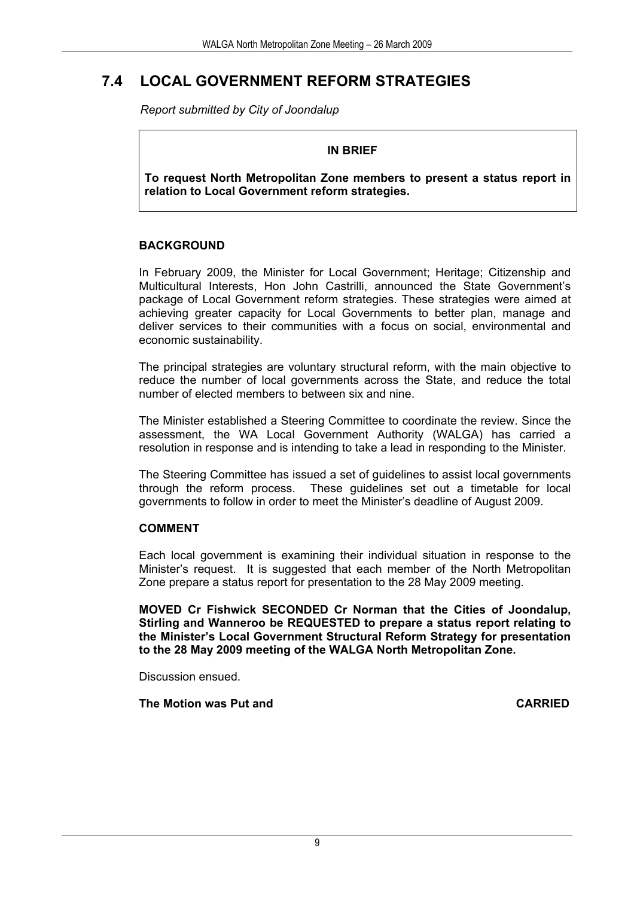## 7.4 LOCAL GOVERNMENT REFORM STRATEGIES

*Report submitted by City of Joondalup*

> **IN BRIEF**
>
> **To request North Metropolitan Zone members to present a status report in relation to Local Government reform strategies.**

### BACKGROUND

In February 2009, the Minister for Local Government; Heritage; Citizenship and Multicultural Interests, Hon John Castrilli, announced the State Government's package of Local Government reform strategies. These strategies were aimed at achieving greater capacity for Local Governments to better plan, manage and deliver services to their communities with a focus on social, environmental and economic sustainability.

The principal strategies are voluntary structural reform, with the main objective to reduce the number of local governments across the State, and reduce the total number of elected members to between six and nine.

The Minister established a Steering Committee to coordinate the review. Since the assessment, the WA Local Government Authority (WALGA) has carried a resolution in response and is intending to take a lead in responding to the Minister.

The Steering Committee has issued a set of guidelines to assist local governments through the reform process. These guidelines set out a timetable for local governments to follow in order to meet the Minister's deadline of August 2009.

### COMMENT

Each local government is examining their individual situation in response to the Minister's request. It is suggested that each member of the North Metropolitan Zone prepare a status report for presentation to the 28 May 2009 meeting.

**MOVED Cr Fishwick SECONDED Cr Norman that the Cities of Joondalup, Stirling and Wanneroo be REQUESTED to prepare a status report relating to the Minister's Local Government Structural Reform Strategy for presentation to the 28 May 2009 meeting of the WALGA North Metropolitan Zone.**

Discussion ensued.

**The Motion was Put and CARRIED**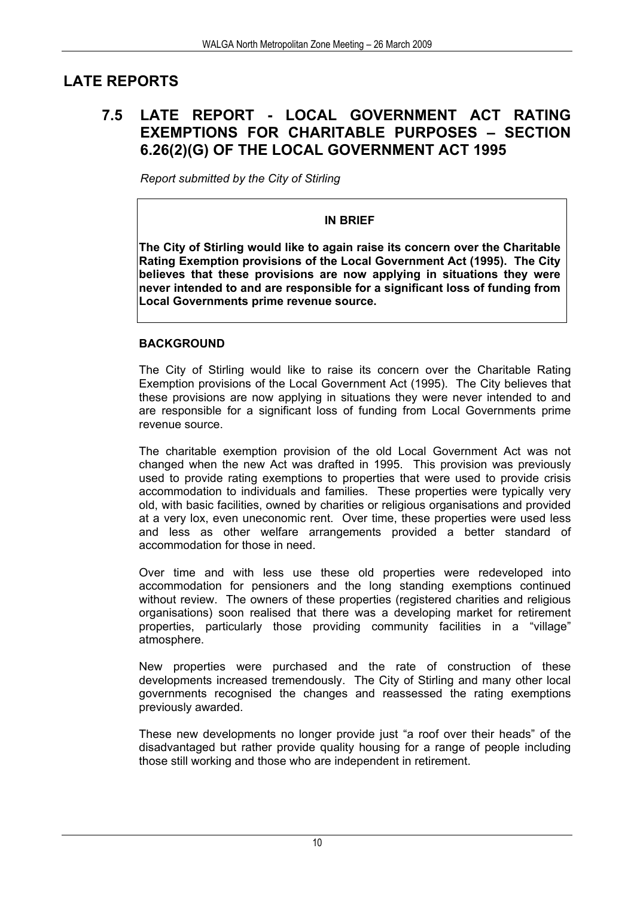# LATE REPORTS

## 7.5 LATE REPORT - LOCAL GOVERNMENT ACT RATING EXEMPTIONS FOR CHARITABLE PURPOSES – SECTION 6.26(2)(G) OF THE LOCAL GOVERNMENT ACT 1995

*Report submitted by the City of Stirling*

**IN BRIEF**

**The City of Stirling would like to again raise its concern over the Charitable Rating Exemption provisions of the Local Government Act (1995). The City believes that these provisions are now applying in situations they were never intended to and are responsible for a significant loss of funding from Local Governments prime revenue source.**

### BACKGROUND

The City of Stirling would like to raise its concern over the Charitable Rating Exemption provisions of the Local Government Act (1995). The City believes that these provisions are now applying in situations they were never intended to and are responsible for a significant loss of funding from Local Governments prime revenue source.

The charitable exemption provision of the old Local Government Act was not changed when the new Act was drafted in 1995. This provision was previously used to provide rating exemptions to properties that were used to provide crisis accommodation to individuals and families. These properties were typically very old, with basic facilities, owned by charities or religious organisations and provided at a very lox, even uneconomic rent. Over time, these properties were used less and less as other welfare arrangements provided a better standard of accommodation for those in need.

Over time and with less use these old properties were redeveloped into accommodation for pensioners and the long standing exemptions continued without review. The owners of these properties (registered charities and religious organisations) soon realised that there was a developing market for retirement properties, particularly those providing community facilities in a "village" atmosphere.

New properties were purchased and the rate of construction of these developments increased tremendously. The City of Stirling and many other local governments recognised the changes and reassessed the rating exemptions previously awarded.

These new developments no longer provide just "a roof over their heads" of the disadvantaged but rather provide quality housing for a range of people including those still working and those who are independent in retirement.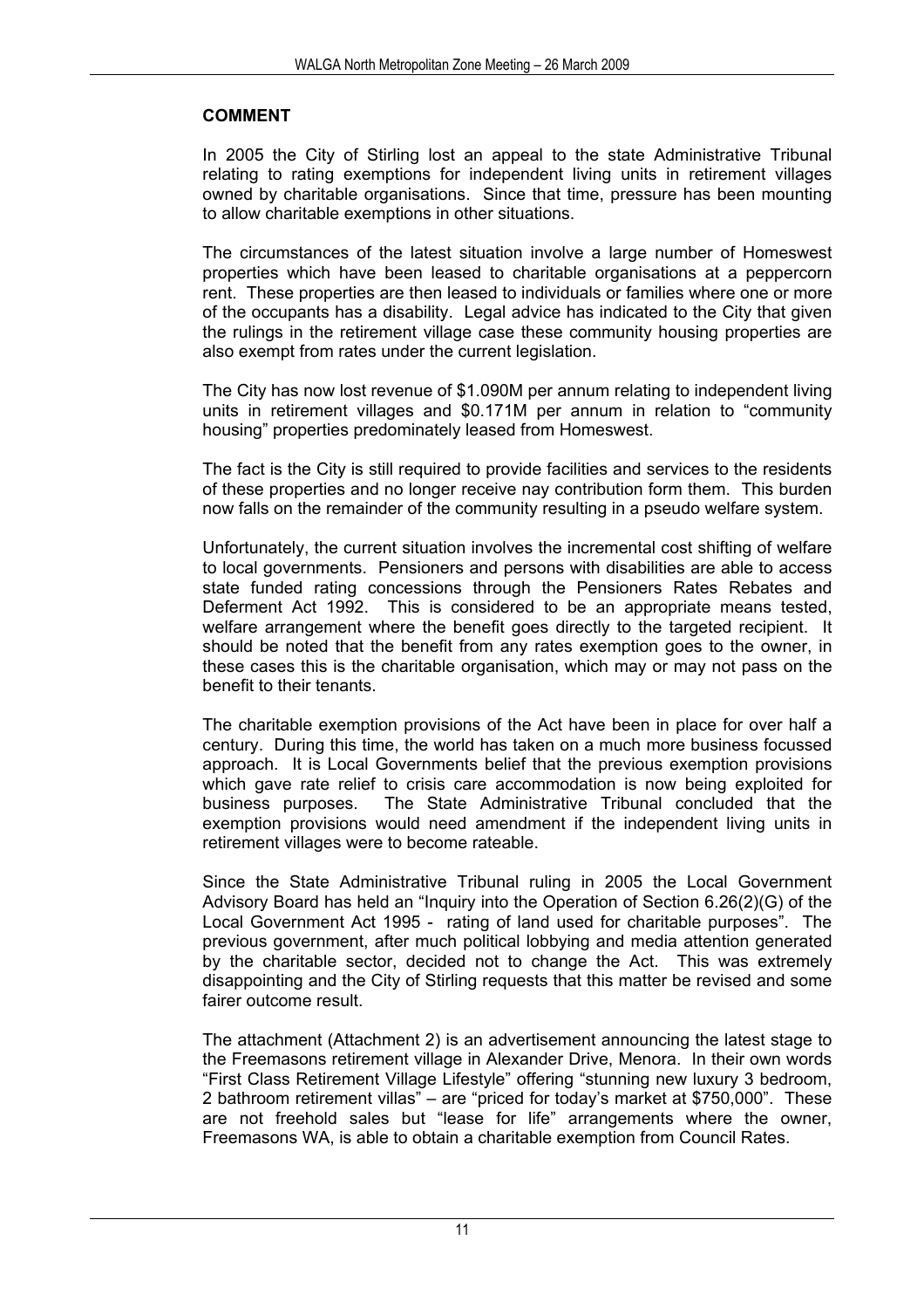**COMMENT**

In 2005 the City of Stirling lost an appeal to the state Administrative Tribunal relating to rating exemptions for independent living units in retirement villages owned by charitable organisations. Since that time, pressure has been mounting to allow charitable exemptions in other situations.

The circumstances of the latest situation involve a large number of Homeswest properties which have been leased to charitable organisations at a peppercorn rent. These properties are then leased to individuals or families where one or more of the occupants has a disability. Legal advice has indicated to the City that given the rulings in the retirement village case these community housing properties are also exempt from rates under the current legislation.

The City has now lost revenue of $1.090M per annum relating to independent living units in retirement villages and $0.171M per annum in relation to "community housing" properties predominately leased from Homeswest.

The fact is the City is still required to provide facilities and services to the residents of these properties and no longer receive nay contribution form them. This burden now falls on the remainder of the community resulting in a pseudo welfare system.

Unfortunately, the current situation involves the incremental cost shifting of welfare to local governments. Pensioners and persons with disabilities are able to access state funded rating concessions through the Pensioners Rates Rebates and Deferment Act 1992. This is considered to be an appropriate means tested, welfare arrangement where the benefit goes directly to the targeted recipient. It should be noted that the benefit from any rates exemption goes to the owner, in these cases this is the charitable organisation, which may or may not pass on the benefit to their tenants.

The charitable exemption provisions of the Act have been in place for over half a century. During this time, the world has taken on a much more business focussed approach. It is Local Governments belief that the previous exemption provisions which gave rate relief to crisis care accommodation is now being exploited for business purposes. The State Administrative Tribunal concluded that the exemption provisions would need amendment if the independent living units in retirement villages were to become rateable.

Since the State Administrative Tribunal ruling in 2005 the Local Government Advisory Board has held an "Inquiry into the Operation of Section 6.26(2)(G) of the Local Government Act 1995 - rating of land used for charitable purposes". The previous government, after much political lobbying and media attention generated by the charitable sector, decided not to change the Act. This was extremely disappointing and the City of Stirling requests that this matter be revised and some fairer outcome result.

The attachment (Attachment 2) is an advertisement announcing the latest stage to the Freemasons retirement village in Alexander Drive, Menora. In their own words "First Class Retirement Village Lifestyle" offering "stunning new luxury 3 bedroom, 2 bathroom retirement villas" – are "priced for today's market at $750,000". These are not freehold sales but "lease for life" arrangements where the owner, Freemasons WA, is able to obtain a charitable exemption from Council Rates.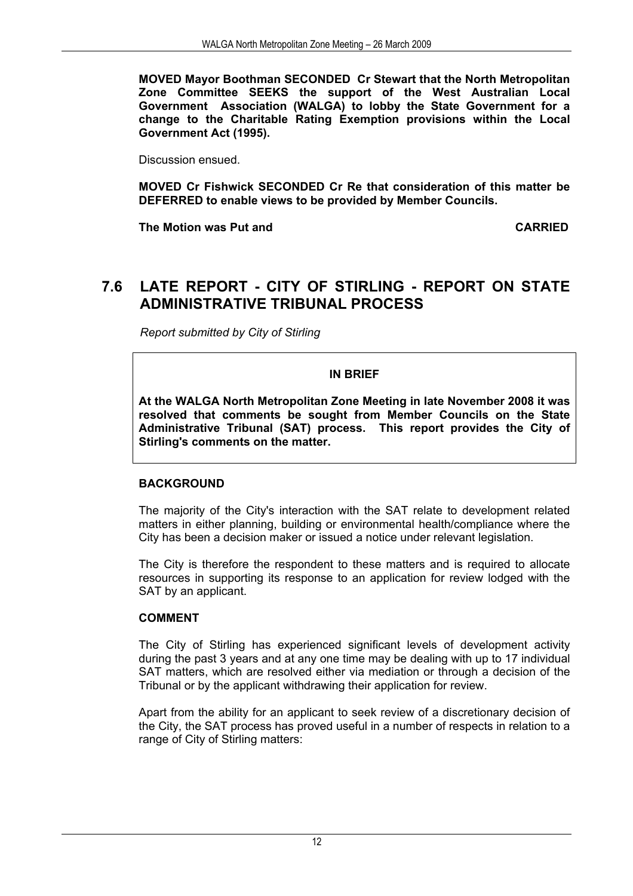**MOVED Mayor Boothman SECONDED Cr Stewart that the North Metropolitan Zone Committee SEEKS the support of the West Australian Local Government Association (WALGA) to lobby the State Government for a change to the Charitable Rating Exemption provisions within the Local Government Act (1995).**

Discussion ensued.

**MOVED Cr Fishwick SECONDED Cr Re that consideration of this matter be DEFERRED to enable views to be provided by Member Councils.**

**The Motion was Put and CARRIED**

## 7.6 LATE REPORT - CITY OF STIRLING - REPORT ON STATE ADMINISTRATIVE TRIBUNAL PROCESS

*Report submitted by City of Stirling*

**IN BRIEF**

**At the WALGA North Metropolitan Zone Meeting in late November 2008 it was resolved that comments be sought from Member Councils on the State Administrative Tribunal (SAT) process. This report provides the City of Stirling's comments on the matter.**

### BACKGROUND

The majority of the City's interaction with the SAT relate to development related matters in either planning, building or environmental health/compliance where the City has been a decision maker or issued a notice under relevant legislation.

The City is therefore the respondent to these matters and is required to allocate resources in supporting its response to an application for review lodged with the SAT by an applicant.

### COMMENT

The City of Stirling has experienced significant levels of development activity during the past 3 years and at any one time may be dealing with up to 17 individual SAT matters, which are resolved either via mediation or through a decision of the Tribunal or by the applicant withdrawing their application for review.

Apart from the ability for an applicant to seek review of a discretionary decision of the City, the SAT process has proved useful in a number of respects in relation to a range of City of Stirling matters: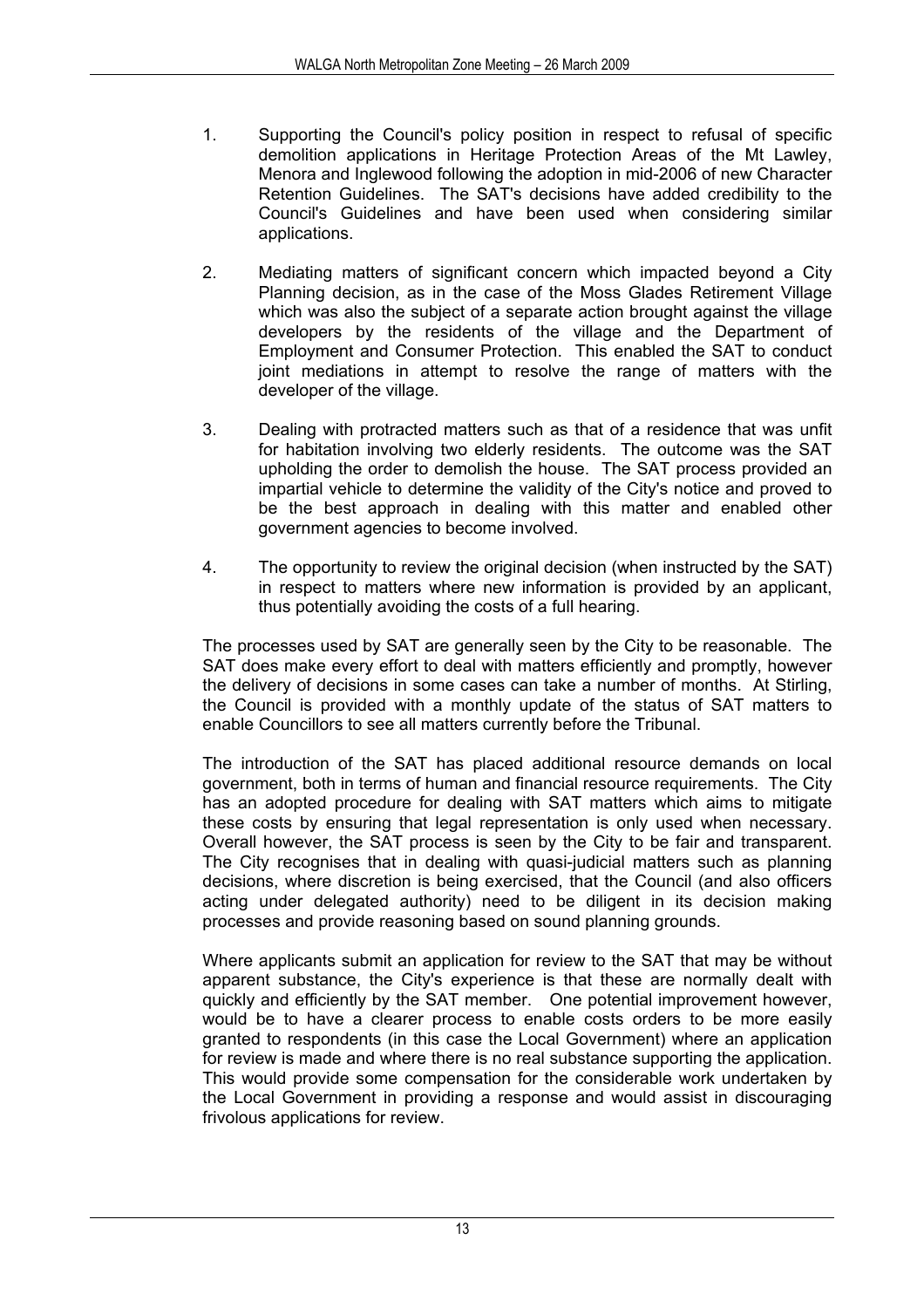1. Supporting the Council's policy position in respect to refusal of specific demolition applications in Heritage Protection Areas of the Mt Lawley, Menora and Inglewood following the adoption in mid-2006 of new Character Retention Guidelines. The SAT's decisions have added credibility to the Council's Guidelines and have been used when considering similar applications.

2. Mediating matters of significant concern which impacted beyond a City Planning decision, as in the case of the Moss Glades Retirement Village which was also the subject of a separate action brought against the village developers by the residents of the village and the Department of Employment and Consumer Protection. This enabled the SAT to conduct joint mediations in attempt to resolve the range of matters with the developer of the village.

3. Dealing with protracted matters such as that of a residence that was unfit for habitation involving two elderly residents. The outcome was the SAT upholding the order to demolish the house. The SAT process provided an impartial vehicle to determine the validity of the City's notice and proved to be the best approach in dealing with this matter and enabled other government agencies to become involved.

4. The opportunity to review the original decision (when instructed by the SAT) in respect to matters where new information is provided by an applicant, thus potentially avoiding the costs of a full hearing.

The processes used by SAT are generally seen by the City to be reasonable. The SAT does make every effort to deal with matters efficiently and promptly, however the delivery of decisions in some cases can take a number of months. At Stirling, the Council is provided with a monthly update of the status of SAT matters to enable Councillors to see all matters currently before the Tribunal.

The introduction of the SAT has placed additional resource demands on local government, both in terms of human and financial resource requirements. The City has an adopted procedure for dealing with SAT matters which aims to mitigate these costs by ensuring that legal representation is only used when necessary. Overall however, the SAT process is seen by the City to be fair and transparent. The City recognises that in dealing with quasi-judicial matters such as planning decisions, where discretion is being exercised, that the Council (and also officers acting under delegated authority) need to be diligent in its decision making processes and provide reasoning based on sound planning grounds.

Where applicants submit an application for review to the SAT that may be without apparent substance, the City's experience is that these are normally dealt with quickly and efficiently by the SAT member. One potential improvement however, would be to have a clearer process to enable costs orders to be more easily granted to respondents (in this case the Local Government) where an application for review is made and where there is no real substance supporting the application. This would provide some compensation for the considerable work undertaken by the Local Government in providing a response and would assist in discouraging frivolous applications for review.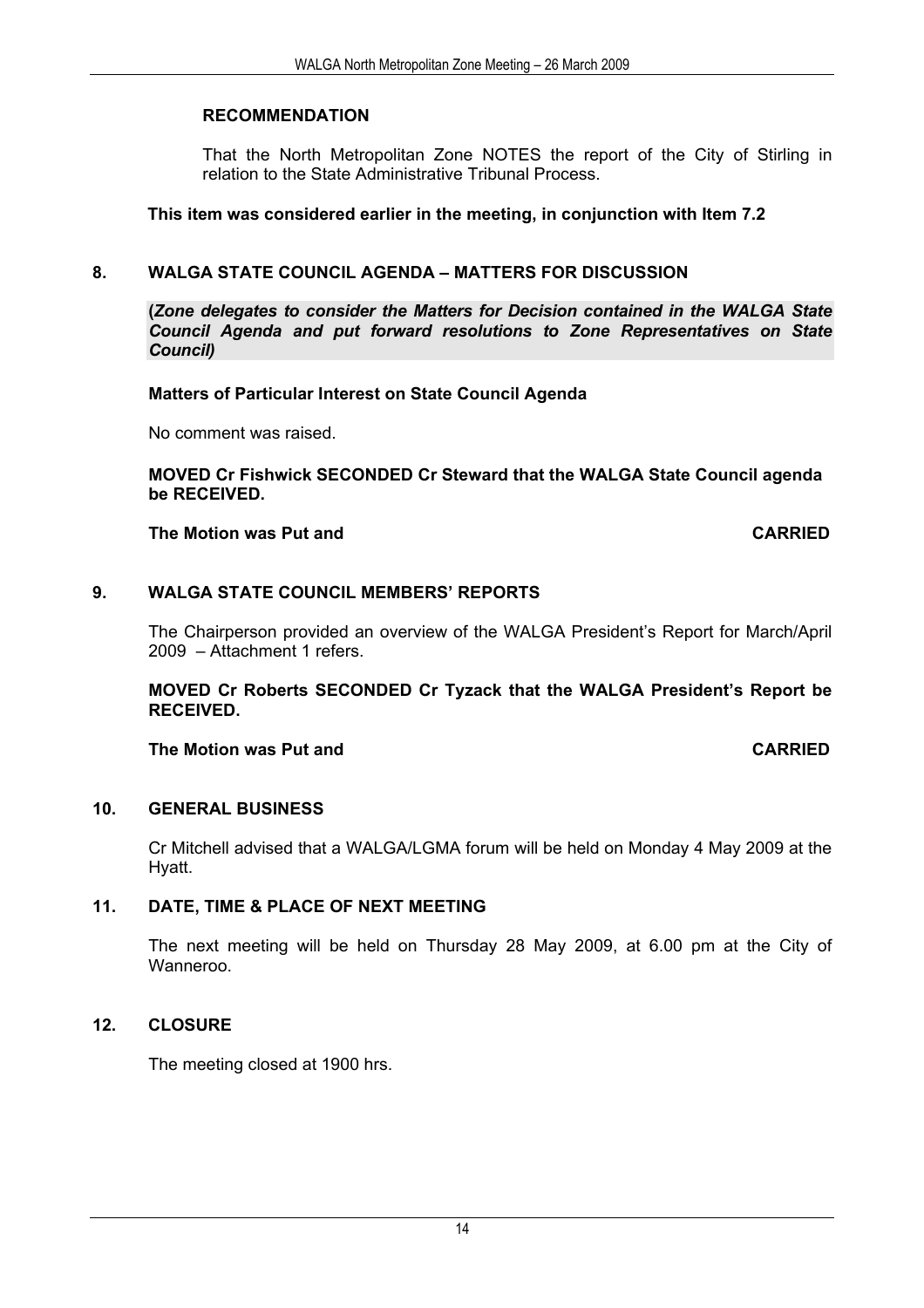**RECOMMENDATION**

That the North Metropolitan Zone NOTES the report of the City of Stirling in relation to the State Administrative Tribunal Process.

**This item was considered earlier in the meeting, in conjunction with Item 7.2**

## 8. WALGA STATE COUNCIL AGENDA – MATTERS FOR DISCUSSION

***(Zone delegates to consider the Matters for Decision contained in the WALGA State Council Agenda and put forward resolutions to Zone Representatives on State Council)***

**Matters of Particular Interest on State Council Agenda**

No comment was raised.

**MOVED Cr Fishwick SECONDED Cr Steward that the WALGA State Council agenda be RECEIVED.**

**The Motion was Put and CARRIED**

## 9. WALGA STATE COUNCIL MEMBERS' REPORTS

The Chairperson provided an overview of the WALGA President's Report for March/April 2009 – Attachment 1 refers.

**MOVED Cr Roberts SECONDED Cr Tyzack that the WALGA President's Report be RECEIVED.**

**The Motion was Put and CARRIED**

## 10. GENERAL BUSINESS

Cr Mitchell advised that a WALGA/LGMA forum will be held on Monday 4 May 2009 at the Hyatt.

## 11. DATE, TIME & PLACE OF NEXT MEETING

The next meeting will be held on Thursday 28 May 2009, at 6.00 pm at the City of Wanneroo.

## 12. CLOSURE

The meeting closed at 1900 hrs.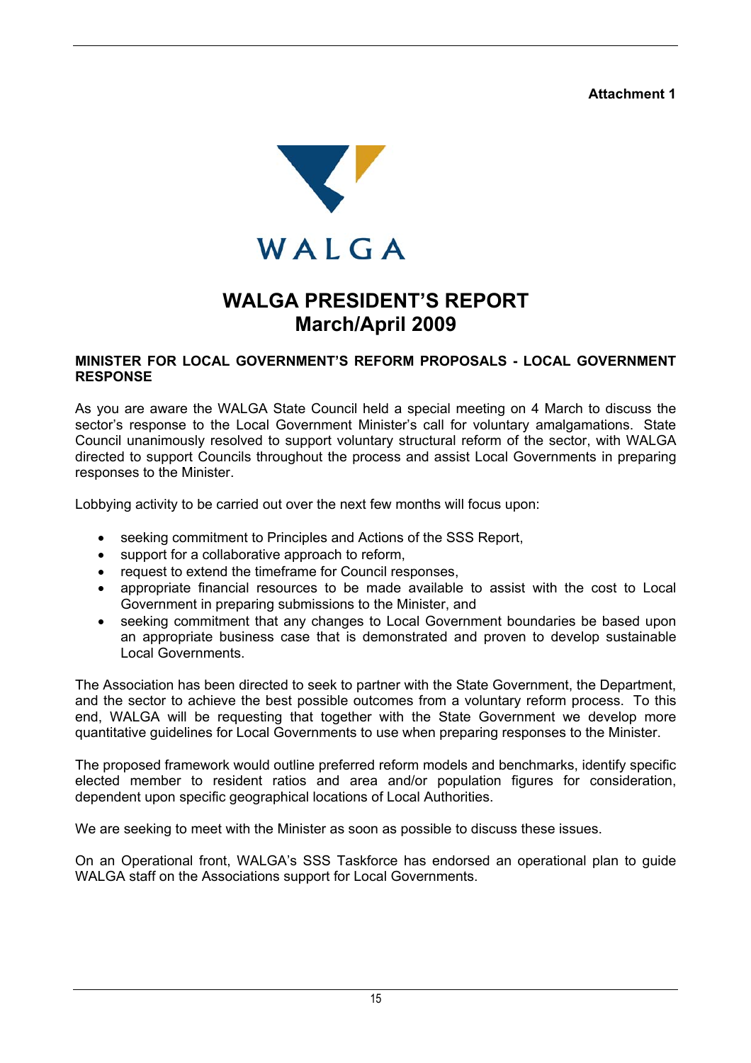**Attachment 1**

WALGA

# WALGA PRESIDENT'S REPORT
# March/April 2009

## MINISTER FOR LOCAL GOVERNMENT'S REFORM PROPOSALS - LOCAL GOVERNMENT RESPONSE

As you are aware the WALGA State Council held a special meeting on 4 March to discuss the sector's response to the Local Government Minister's call for voluntary amalgamations. State Council unanimously resolved to support voluntary structural reform of the sector, with WALGA directed to support Councils throughout the process and assist Local Governments in preparing responses to the Minister.

Lobbying activity to be carried out over the next few months will focus upon:

- seeking commitment to Principles and Actions of the SSS Report,
- support for a collaborative approach to reform,
- request to extend the timeframe for Council responses,
- appropriate financial resources to be made available to assist with the cost to Local Government in preparing submissions to the Minister, and
- seeking commitment that any changes to Local Government boundaries be based upon an appropriate business case that is demonstrated and proven to develop sustainable Local Governments.

The Association has been directed to seek to partner with the State Government, the Department, and the sector to achieve the best possible outcomes from a voluntary reform process. To this end, WALGA will be requesting that together with the State Government we develop more quantitative guidelines for Local Governments to use when preparing responses to the Minister.

The proposed framework would outline preferred reform models and benchmarks, identify specific elected member to resident ratios and area and/or population figures for consideration, dependent upon specific geographical locations of Local Authorities.

We are seeking to meet with the Minister as soon as possible to discuss these issues.

On an Operational front, WALGA's SSS Taskforce has endorsed an operational plan to guide WALGA staff on the Associations support for Local Governments.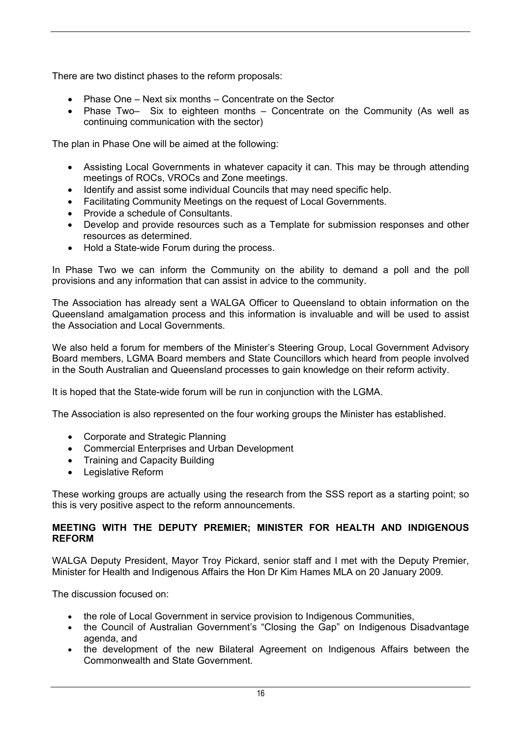There are two distinct phases to the reform proposals:

- Phase One – Next six months – Concentrate on the Sector
- Phase Two– Six to eighteen months – Concentrate on the Community (As well as continuing communication with the sector)

The plan in Phase One will be aimed at the following:

- Assisting Local Governments in whatever capacity it can. This may be through attending meetings of ROCs, VROCs and Zone meetings.
- Identify and assist some individual Councils that may need specific help.
- Facilitating Community Meetings on the request of Local Governments.
- Provide a schedule of Consultants.
- Develop and provide resources such as a Template for submission responses and other resources as determined.
- Hold a State-wide Forum during the process.

In Phase Two we can inform the Community on the ability to demand a poll and the poll provisions and any information that can assist in advice to the community.

The Association has already sent a WALGA Officer to Queensland to obtain information on the Queensland amalgamation process and this information is invaluable and will be used to assist the Association and Local Governments.

We also held a forum for members of the Minister's Steering Group, Local Government Advisory Board members, LGMA Board members and State Councillors which heard from people involved in the South Australian and Queensland processes to gain knowledge on their reform activity.

It is hoped that the State-wide forum will be run in conjunction with the LGMA.

The Association is also represented on the four working groups the Minister has established.

- Corporate and Strategic Planning
- Commercial Enterprises and Urban Development
- Training and Capacity Building
- Legislative Reform

These working groups are actually using the research from the SSS report as a starting point; so this is very positive aspect to the reform announcements.

**MEETING WITH THE DEPUTY PREMIER; MINISTER FOR HEALTH AND INDIGENOUS REFORM**

WALGA Deputy President, Mayor Troy Pickard, senior staff and I met with the Deputy Premier, Minister for Health and Indigenous Affairs the Hon Dr Kim Hames MLA on 20 January 2009.

The discussion focused on:

- the role of Local Government in service provision to Indigenous Communities,
- the Council of Australian Government's "Closing the Gap" on Indigenous Disadvantage agenda, and
- the development of the new Bilateral Agreement on Indigenous Affairs between the Commonwealth and State Government.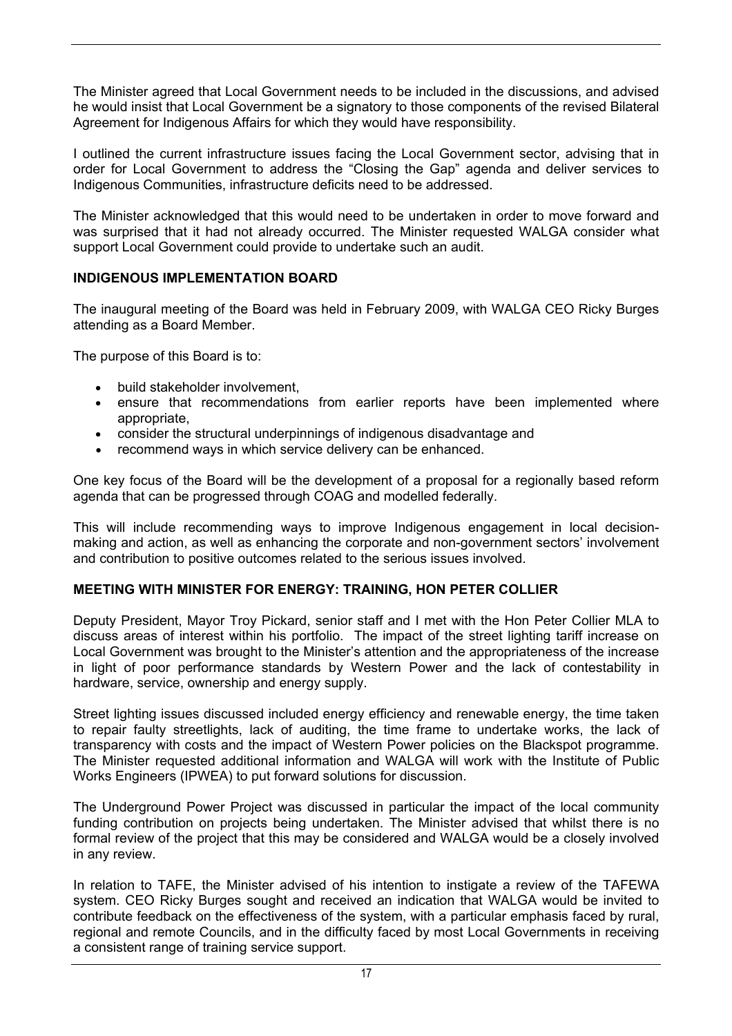The Minister agreed that Local Government needs to be included in the discussions, and advised he would insist that Local Government be a signatory to those components of the revised Bilateral Agreement for Indigenous Affairs for which they would have responsibility.

I outlined the current infrastructure issues facing the Local Government sector, advising that in order for Local Government to address the "Closing the Gap" agenda and deliver services to Indigenous Communities, infrastructure deficits need to be addressed.

The Minister acknowledged that this would need to be undertaken in order to move forward and was surprised that it had not already occurred. The Minister requested WALGA consider what support Local Government could provide to undertake such an audit.

## INDIGENOUS IMPLEMENTATION BOARD

The inaugural meeting of the Board was held in February 2009, with WALGA CEO Ricky Burges attending as a Board Member.

The purpose of this Board is to:

- build stakeholder involvement,
- ensure that recommendations from earlier reports have been implemented where appropriate,
- consider the structural underpinnings of indigenous disadvantage and
- recommend ways in which service delivery can be enhanced.

One key focus of the Board will be the development of a proposal for a regionally based reform agenda that can be progressed through COAG and modelled federally.

This will include recommending ways to improve Indigenous engagement in local decision-making and action, as well as enhancing the corporate and non-government sectors' involvement and contribution to positive outcomes related to the serious issues involved.

## MEETING WITH MINISTER FOR ENERGY: TRAINING, HON PETER COLLIER

Deputy President, Mayor Troy Pickard, senior staff and I met with the Hon Peter Collier MLA to discuss areas of interest within his portfolio. The impact of the street lighting tariff increase on Local Government was brought to the Minister's attention and the appropriateness of the increase in light of poor performance standards by Western Power and the lack of contestability in hardware, service, ownership and energy supply.

Street lighting issues discussed included energy efficiency and renewable energy, the time taken to repair faulty streetlights, lack of auditing, the time frame to undertake works, the lack of transparency with costs and the impact of Western Power policies on the Blackspot programme. The Minister requested additional information and WALGA will work with the Institute of Public Works Engineers (IPWEA) to put forward solutions for discussion.

The Underground Power Project was discussed in particular the impact of the local community funding contribution on projects being undertaken. The Minister advised that whilst there is no formal review of the project that this may be considered and WALGA would be a closely involved in any review.

In relation to TAFE, the Minister advised of his intention to instigate a review of the TAFEWA system. CEO Ricky Burges sought and received an indication that WALGA would be invited to contribute feedback on the effectiveness of the system, with a particular emphasis faced by rural, regional and remote Councils, and in the difficulty faced by most Local Governments in receiving a consistent range of training service support.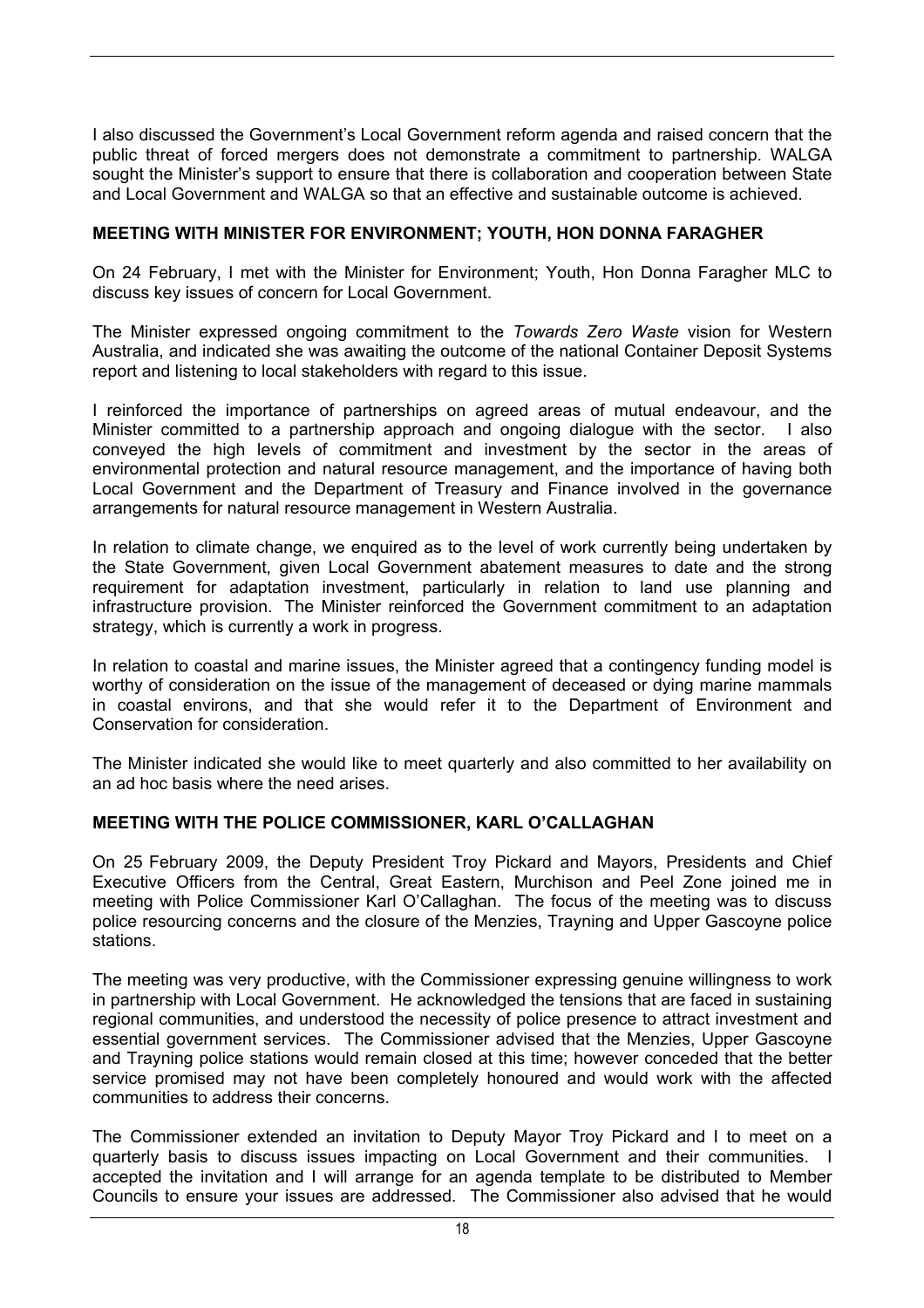I also discussed the Government's Local Government reform agenda and raised concern that the public threat of forced mergers does not demonstrate a commitment to partnership. WALGA sought the Minister's support to ensure that there is collaboration and cooperation between State and Local Government and WALGA so that an effective and sustainable outcome is achieved.

**MEETING WITH MINISTER FOR ENVIRONMENT; YOUTH, HON DONNA FARAGHER**

On 24 February, I met with the Minister for Environment; Youth, Hon Donna Faragher MLC to discuss key issues of concern for Local Government.

The Minister expressed ongoing commitment to the *Towards Zero Waste* vision for Western Australia, and indicated she was awaiting the outcome of the national Container Deposit Systems report and listening to local stakeholders with regard to this issue.

I reinforced the importance of partnerships on agreed areas of mutual endeavour, and the Minister committed to a partnership approach and ongoing dialogue with the sector. I also conveyed the high levels of commitment and investment by the sector in the areas of environmental protection and natural resource management, and the importance of having both Local Government and the Department of Treasury and Finance involved in the governance arrangements for natural resource management in Western Australia.

In relation to climate change, we enquired as to the level of work currently being undertaken by the State Government, given Local Government abatement measures to date and the strong requirement for adaptation investment, particularly in relation to land use planning and infrastructure provision. The Minister reinforced the Government commitment to an adaptation strategy, which is currently a work in progress.

In relation to coastal and marine issues, the Minister agreed that a contingency funding model is worthy of consideration on the issue of the management of deceased or dying marine mammals in coastal environs, and that she would refer it to the Department of Environment and Conservation for consideration.

The Minister indicated she would like to meet quarterly and also committed to her availability on an ad hoc basis where the need arises.

**MEETING WITH THE POLICE COMMISSIONER, KARL O'CALLAGHAN**

On 25 February 2009, the Deputy President Troy Pickard and Mayors, Presidents and Chief Executive Officers from the Central, Great Eastern, Murchison and Peel Zone joined me in meeting with Police Commissioner Karl O'Callaghan. The focus of the meeting was to discuss police resourcing concerns and the closure of the Menzies, Trayning and Upper Gascoyne police stations.

The meeting was very productive, with the Commissioner expressing genuine willingness to work in partnership with Local Government. He acknowledged the tensions that are faced in sustaining regional communities, and understood the necessity of police presence to attract investment and essential government services. The Commissioner advised that the Menzies, Upper Gascoyne and Trayning police stations would remain closed at this time; however conceded that the better service promised may not have been completely honoured and would work with the affected communities to address their concerns.

The Commissioner extended an invitation to Deputy Mayor Troy Pickard and I to meet on a quarterly basis to discuss issues impacting on Local Government and their communities. I accepted the invitation and I will arrange for an agenda template to be distributed to Member Councils to ensure your issues are addressed. The Commissioner also advised that he would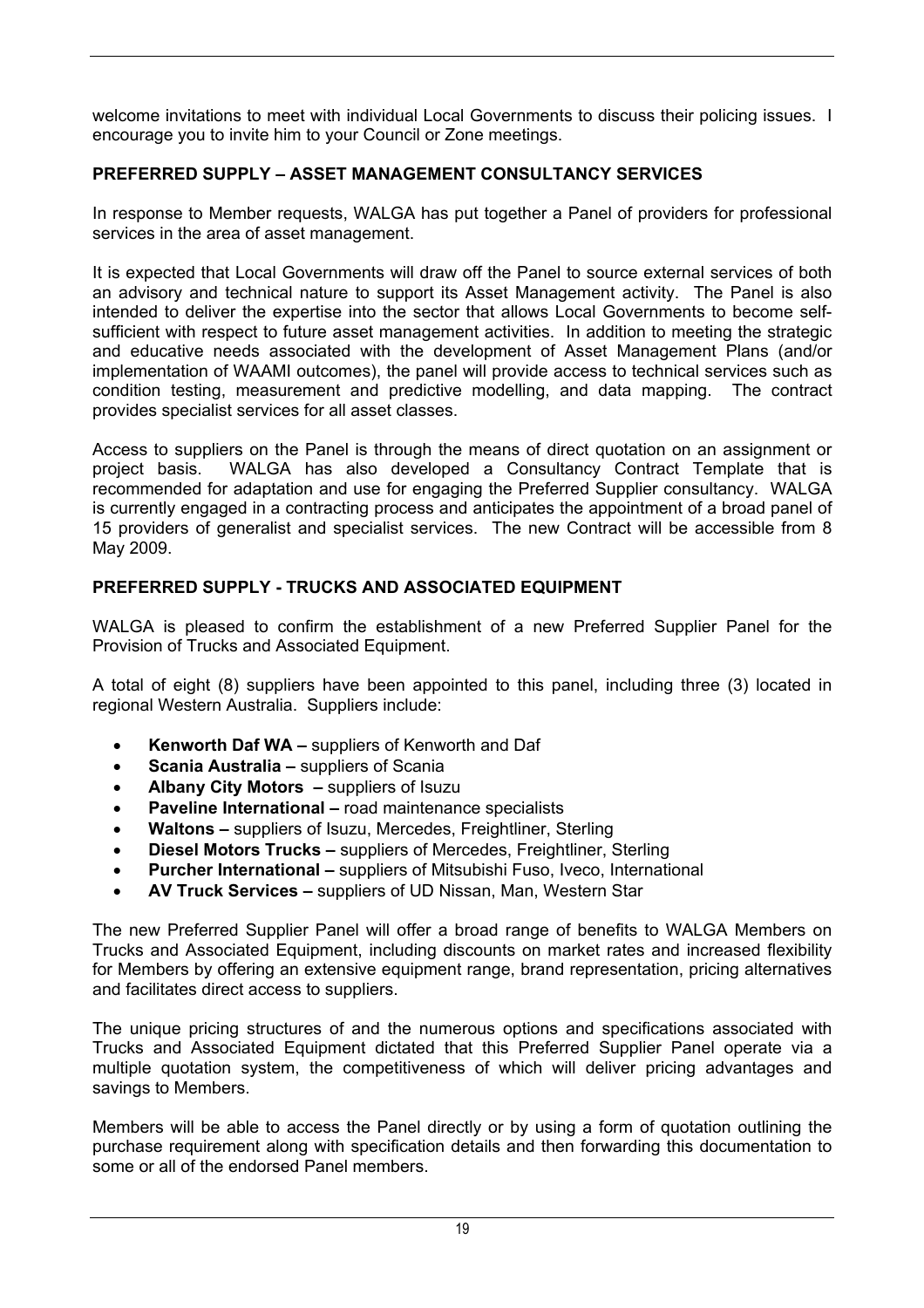welcome invitations to meet with individual Local Governments to discuss their policing issues. I encourage you to invite him to your Council or Zone meetings.

**PREFERRED SUPPLY – ASSET MANAGEMENT CONSULTANCY SERVICES**

In response to Member requests, WALGA has put together a Panel of providers for professional services in the area of asset management.

It is expected that Local Governments will draw off the Panel to source external services of both an advisory and technical nature to support its Asset Management activity. The Panel is also intended to deliver the expertise into the sector that allows Local Governments to become self-sufficient with respect to future asset management activities. In addition to meeting the strategic and educative needs associated with the development of Asset Management Plans (and/or implementation of WAAMI outcomes), the panel will provide access to technical services such as condition testing, measurement and predictive modelling, and data mapping. The contract provides specialist services for all asset classes.

Access to suppliers on the Panel is through the means of direct quotation on an assignment or project basis. WALGA has also developed a Consultancy Contract Template that is recommended for adaptation and use for engaging the Preferred Supplier consultancy. WALGA is currently engaged in a contracting process and anticipates the appointment of a broad panel of 15 providers of generalist and specialist services. The new Contract will be accessible from 8 May 2009.

**PREFERRED SUPPLY - TRUCKS AND ASSOCIATED EQUIPMENT**

WALGA is pleased to confirm the establishment of a new Preferred Supplier Panel for the Provision of Trucks and Associated Equipment.

A total of eight (8) suppliers have been appointed to this panel, including three (3) located in regional Western Australia. Suppliers include:

- **Kenworth Daf WA –** suppliers of Kenworth and Daf
- **Scania Australia –** suppliers of Scania
- **Albany City Motors –** suppliers of Isuzu
- **Paveline International –** road maintenance specialists
- **Waltons –** suppliers of Isuzu, Mercedes, Freightliner, Sterling
- **Diesel Motors Trucks –** suppliers of Mercedes, Freightliner, Sterling
- **Purcher International –** suppliers of Mitsubishi Fuso, Iveco, International
- **AV Truck Services –** suppliers of UD Nissan, Man, Western Star

The new Preferred Supplier Panel will offer a broad range of benefits to WALGA Members on Trucks and Associated Equipment, including discounts on market rates and increased flexibility for Members by offering an extensive equipment range, brand representation, pricing alternatives and facilitates direct access to suppliers.

The unique pricing structures of and the numerous options and specifications associated with Trucks and Associated Equipment dictated that this Preferred Supplier Panel operate via a multiple quotation system, the competitiveness of which will deliver pricing advantages and savings to Members.

Members will be able to access the Panel directly or by using a form of quotation outlining the purchase requirement along with specification details and then forwarding this documentation to some or all of the endorsed Panel members.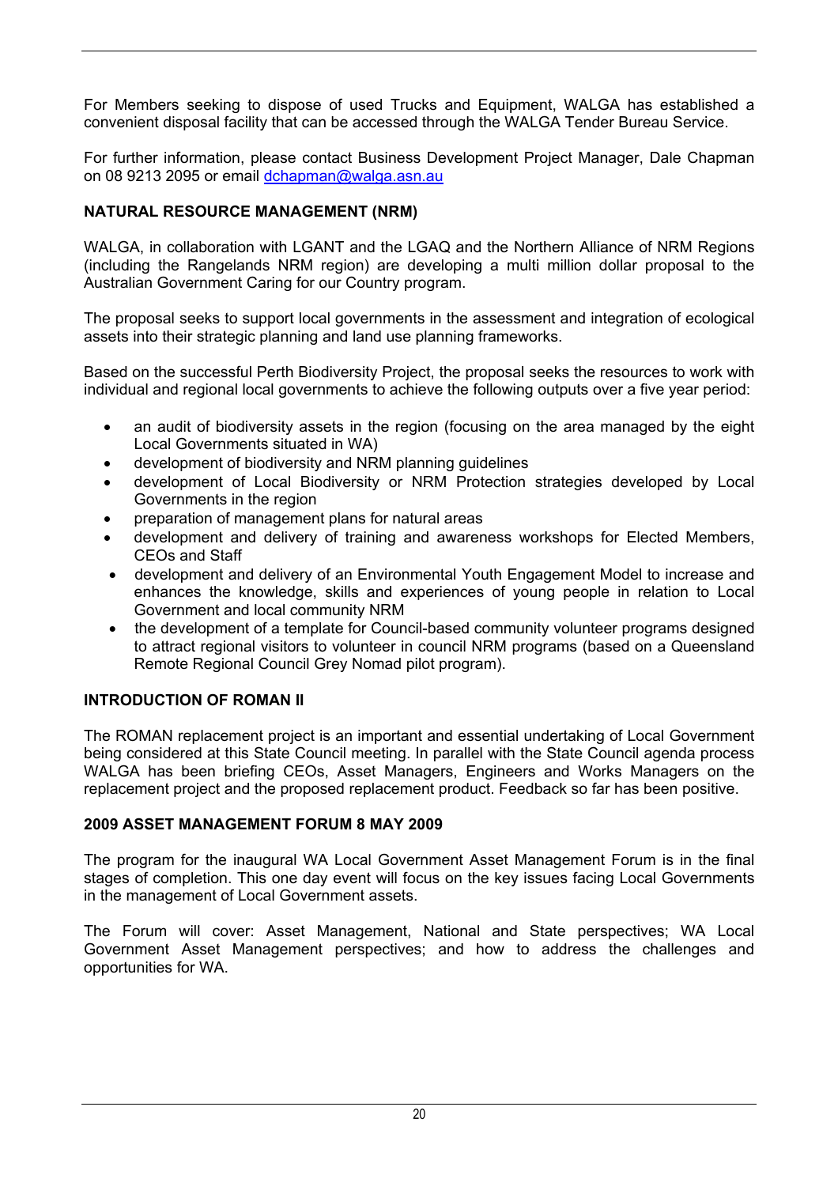For Members seeking to dispose of used Trucks and Equipment, WALGA has established a convenient disposal facility that can be accessed through the WALGA Tender Bureau Service.

For further information, please contact Business Development Project Manager, Dale Chapman on 08 9213 2095 or email dchapman@walga.asn.au

**NATURAL RESOURCE MANAGEMENT (NRM)**

WALGA, in collaboration with LGANT and the LGAQ and the Northern Alliance of NRM Regions (including the Rangelands NRM region) are developing a multi million dollar proposal to the Australian Government Caring for our Country program.

The proposal seeks to support local governments in the assessment and integration of ecological assets into their strategic planning and land use planning frameworks.

Based on the successful Perth Biodiversity Project, the proposal seeks the resources to work with individual and regional local governments to achieve the following outputs over a five year period:

- an audit of biodiversity assets in the region (focusing on the area managed by the eight Local Governments situated in WA)
- development of biodiversity and NRM planning guidelines
- development of Local Biodiversity or NRM Protection strategies developed by Local Governments in the region
- preparation of management plans for natural areas
- development and delivery of training and awareness workshops for Elected Members, CEOs and Staff
- development and delivery of an Environmental Youth Engagement Model to increase and enhances the knowledge, skills and experiences of young people in relation to Local Government and local community NRM
- the development of a template for Council-based community volunteer programs designed to attract regional visitors to volunteer in council NRM programs (based on a Queensland Remote Regional Council Grey Nomad pilot program).

**INTRODUCTION OF ROMAN II**

The ROMAN replacement project is an important and essential undertaking of Local Government being considered at this State Council meeting. In parallel with the State Council agenda process WALGA has been briefing CEOs, Asset Managers, Engineers and Works Managers on the replacement project and the proposed replacement product. Feedback so far has been positive.

**2009 ASSET MANAGEMENT FORUM 8 MAY 2009**

The program for the inaugural WA Local Government Asset Management Forum is in the final stages of completion. This one day event will focus on the key issues facing Local Governments in the management of Local Government assets.

The Forum will cover: Asset Management, National and State perspectives; WA Local Government Asset Management perspectives; and how to address the challenges and opportunities for WA.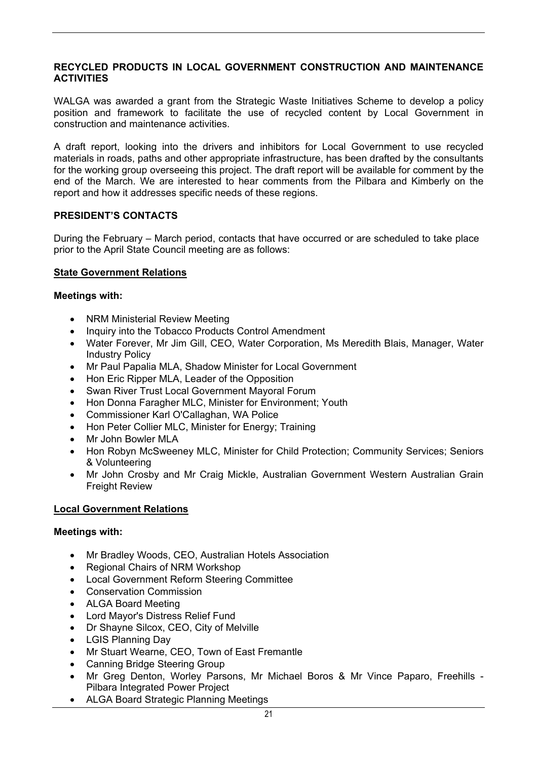## RECYCLED PRODUCTS IN LOCAL GOVERNMENT CONSTRUCTION AND MAINTENANCE ACTIVITIES

WALGA was awarded a grant from the Strategic Waste Initiatives Scheme to develop a policy position and framework to facilitate the use of recycled content by Local Government in construction and maintenance activities.

A draft report, looking into the drivers and inhibitors for Local Government to use recycled materials in roads, paths and other appropriate infrastructure, has been drafted by the consultants for the working group overseeing this project. The draft report will be available for comment by the end of the March. We are interested to hear comments from the Pilbara and Kimberly on the report and how it addresses specific needs of these regions.

## PRESIDENT'S CONTACTS

During the February – March period, contacts that have occurred or are scheduled to take place prior to the April State Council meeting are as follows:

### State Government Relations

**Meetings with:**

- NRM Ministerial Review Meeting
- Inquiry into the Tobacco Products Control Amendment
- Water Forever, Mr Jim Gill, CEO, Water Corporation, Ms Meredith Blais, Manager, Water Industry Policy
- Mr Paul Papalia MLA, Shadow Minister for Local Government
- Hon Eric Ripper MLA, Leader of the Opposition
- Swan River Trust Local Government Mayoral Forum
- Hon Donna Faragher MLC, Minister for Environment; Youth
- Commissioner Karl O'Callaghan, WA Police
- Hon Peter Collier MLC, Minister for Energy; Training
- Mr John Bowler MLA
- Hon Robyn McSweeney MLC, Minister for Child Protection; Community Services; Seniors & Volunteering
- Mr John Crosby and Mr Craig Mickle, Australian Government Western Australian Grain Freight Review

### Local Government Relations

**Meetings with:**

- Mr Bradley Woods, CEO, Australian Hotels Association
- Regional Chairs of NRM Workshop
- Local Government Reform Steering Committee
- Conservation Commission
- ALGA Board Meeting
- Lord Mayor's Distress Relief Fund
- Dr Shayne Silcox, CEO, City of Melville
- LGIS Planning Day
- Mr Stuart Wearne, CEO, Town of East Fremantle
- Canning Bridge Steering Group
- Mr Greg Denton, Worley Parsons, Mr Michael Boros & Mr Vince Paparo, Freehills - Pilbara Integrated Power Project
- ALGA Board Strategic Planning Meetings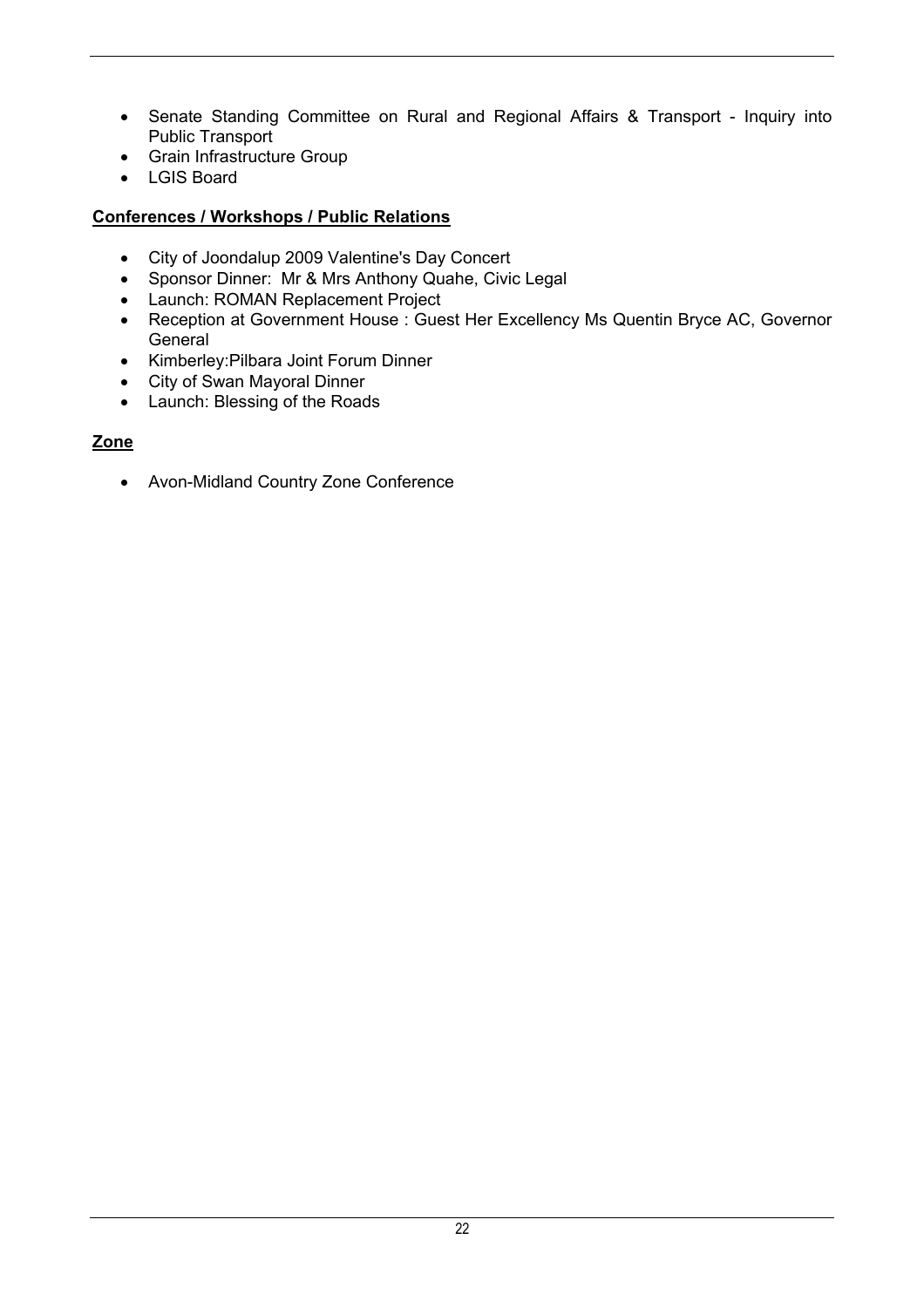- Senate Standing Committee on Rural and Regional Affairs & Transport - Inquiry into Public Transport
- Grain Infrastructure Group
- LGIS Board

**Conferences / Workshops / Public Relations**

- City of Joondalup 2009 Valentine's Day Concert
- Sponsor Dinner: Mr & Mrs Anthony Quahe, Civic Legal
- Launch: ROMAN Replacement Project
- Reception at Government House : Guest Her Excellency Ms Quentin Bryce AC, Governor General
- Kimberley:Pilbara Joint Forum Dinner
- City of Swan Mayoral Dinner
- Launch: Blessing of the Roads

**Zone**

- Avon-Midland Country Zone Conference